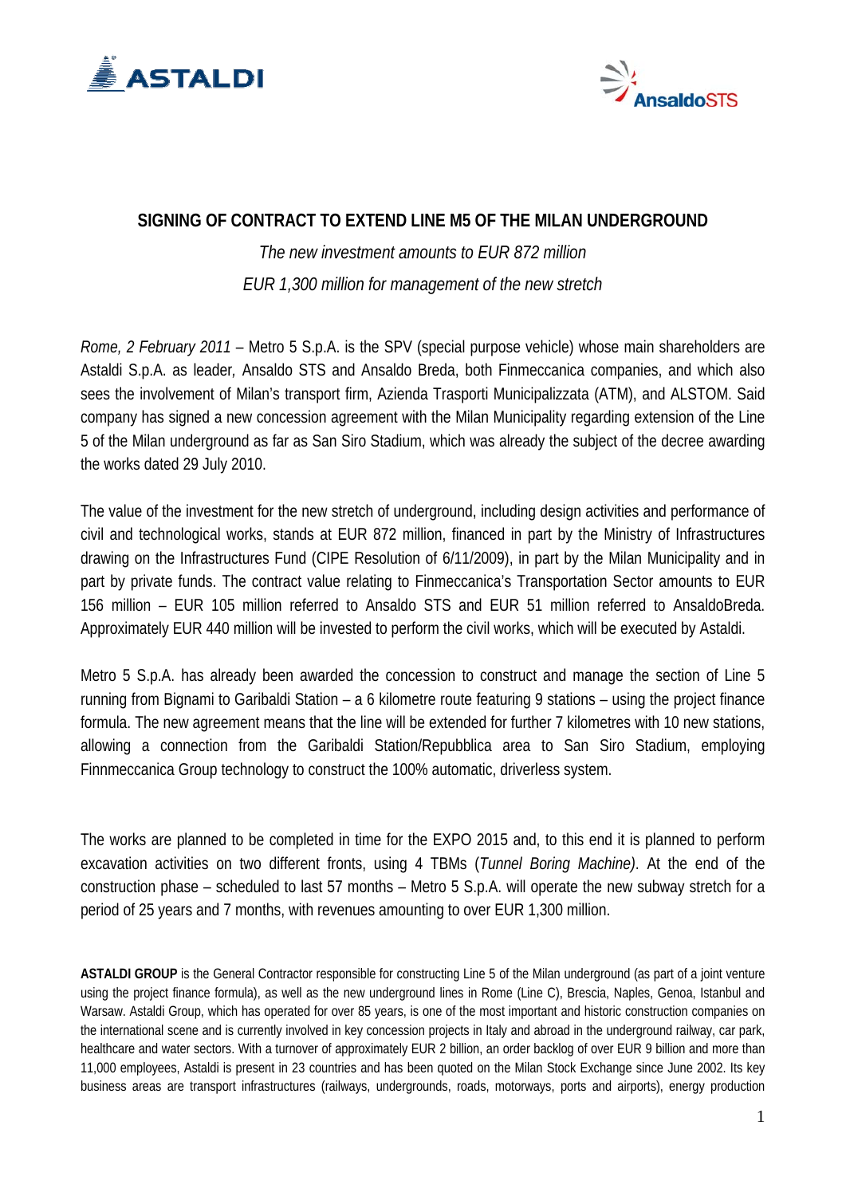ASTALDI

AnsaldoSTS

# SIGNING OF CONTRACT TO EXTEND LINE M5 OF THE MILAN UNDERGROUND

*The new investment amounts to EUR 872 million*

*EUR 1,300 million for management of the new stretch*

*Rome, 2 February 2011* – Metro 5 S.p.A. is the SPV (special purpose vehicle) whose main shareholders are Astaldi S.p.A. as leader, Ansaldo STS and Ansaldo Breda, both Finmeccanica companies, and which also sees the involvement of Milan's transport firm, Azienda Trasporti Municipalizzata (ATM), and ALSTOM. Said company has signed a new concession agreement with the Milan Municipality regarding extension of the Line 5 of the Milan underground as far as San Siro Stadium, which was already the subject of the decree awarding the works dated 29 July 2010.

The value of the investment for the new stretch of underground, including design activities and performance of civil and technological works, stands at EUR 872 million, financed in part by the Ministry of Infrastructures drawing on the Infrastructures Fund (CIPE Resolution of 6/11/2009), in part by the Milan Municipality and in part by private funds. The contract value relating to Finmeccanica's Transportation Sector amounts to EUR 156 million – EUR 105 million referred to Ansaldo STS and EUR 51 million referred to AnsaldoBreda. Approximately EUR 440 million will be invested to perform the civil works, which will be executed by Astaldi.

Metro 5 S.p.A. has already been awarded the concession to construct and manage the section of Line 5 running from Bignami to Garibaldi Station – a 6 kilometre route featuring 9 stations – using the project finance formula. The new agreement means that the line will be extended for further 7 kilometres with 10 new stations, allowing a connection from the Garibaldi Station/Repubblica area to San Siro Stadium, employing Finnmeccanica Group technology to construct the 100% automatic, driverless system.

The works are planned to be completed in time for the EXPO 2015 and, to this end it is planned to perform excavation activities on two different fronts, using 4 TBMs (*Tunnel Boring Machine)*. At the end of the construction phase – scheduled to last 57 months – Metro 5 S.p.A. will operate the new subway stretch for a period of 25 years and 7 months, with revenues amounting to over EUR 1,300 million.

**ASTALDI GROUP** is the General Contractor responsible for constructing Line 5 of the Milan underground (as part of a joint venture using the project finance formula), as well as the new underground lines in Rome (Line C), Brescia, Naples, Genoa, Istanbul and Warsaw. Astaldi Group, which has operated for over 85 years, is one of the most important and historic construction companies on the international scene and is currently involved in key concession projects in Italy and abroad in the underground railway, car park, healthcare and water sectors. With a turnover of approximately EUR 2 billion, an order backlog of over EUR 9 billion and more than 11,000 employees, Astaldi is present in 23 countries and has been quoted on the Milan Stock Exchange since June 2002. Its key business areas are transport infrastructures (railways, undergrounds, roads, motorways, ports and airports), energy production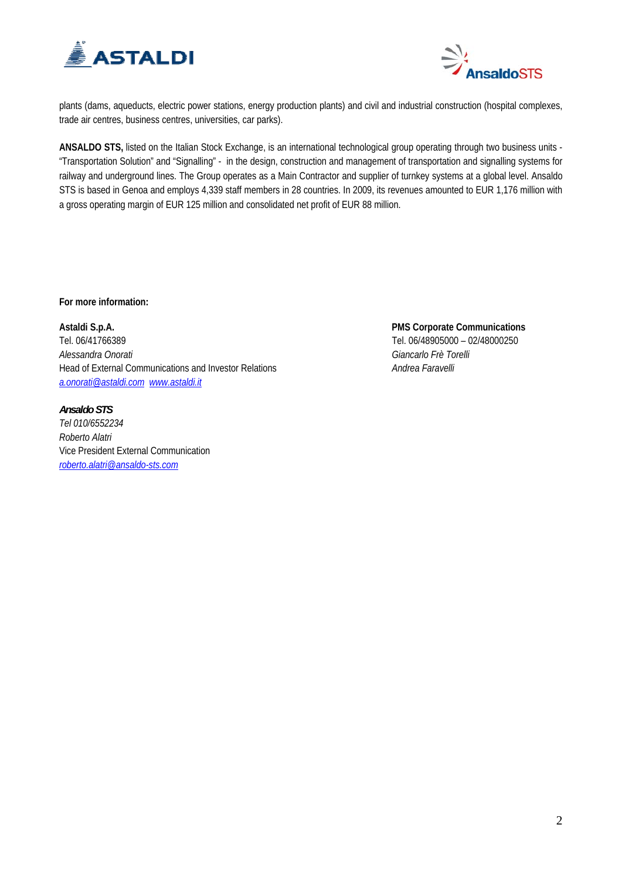plants (dams, aqueducts, electric power stations, energy production plants) and civil and industrial construction (hospital complexes, trade air centres, business centres, universities, car parks).

**ANSALDO STS,** listed on the Italian Stock Exchange, is an international technological group operating through two business units - "Transportation Solution" and "Signalling" - in the design, construction and management of transportation and signalling systems for railway and underground lines. The Group operates as a Main Contractor and supplier of turnkey systems at a global level. Ansaldo STS is based in Genoa and employs 4,339 staff members in 28 countries. In 2009, its revenues amounted to EUR 1,176 million with a gross operating margin of EUR 125 million and consolidated net profit of EUR 88 million.

**For more information:**

**Astaldi S.p.A.**
Tel. 06/41766389
*Alessandra Onorati*
Head of External Communications and Investor Relations
*a.onorati@astaldi.com* *www.astaldi.it*

***Ansaldo STS***
*Tel 010/6552234*
*Roberto Alatri*
Vice President External Communication
*roberto.alatri@ansaldo-sts.com*

**PMS Corporate Communications**
Tel. 06/48905000 – 02/48000250
*Giancarlo Frè Torelli*
*Andrea Faravelli*